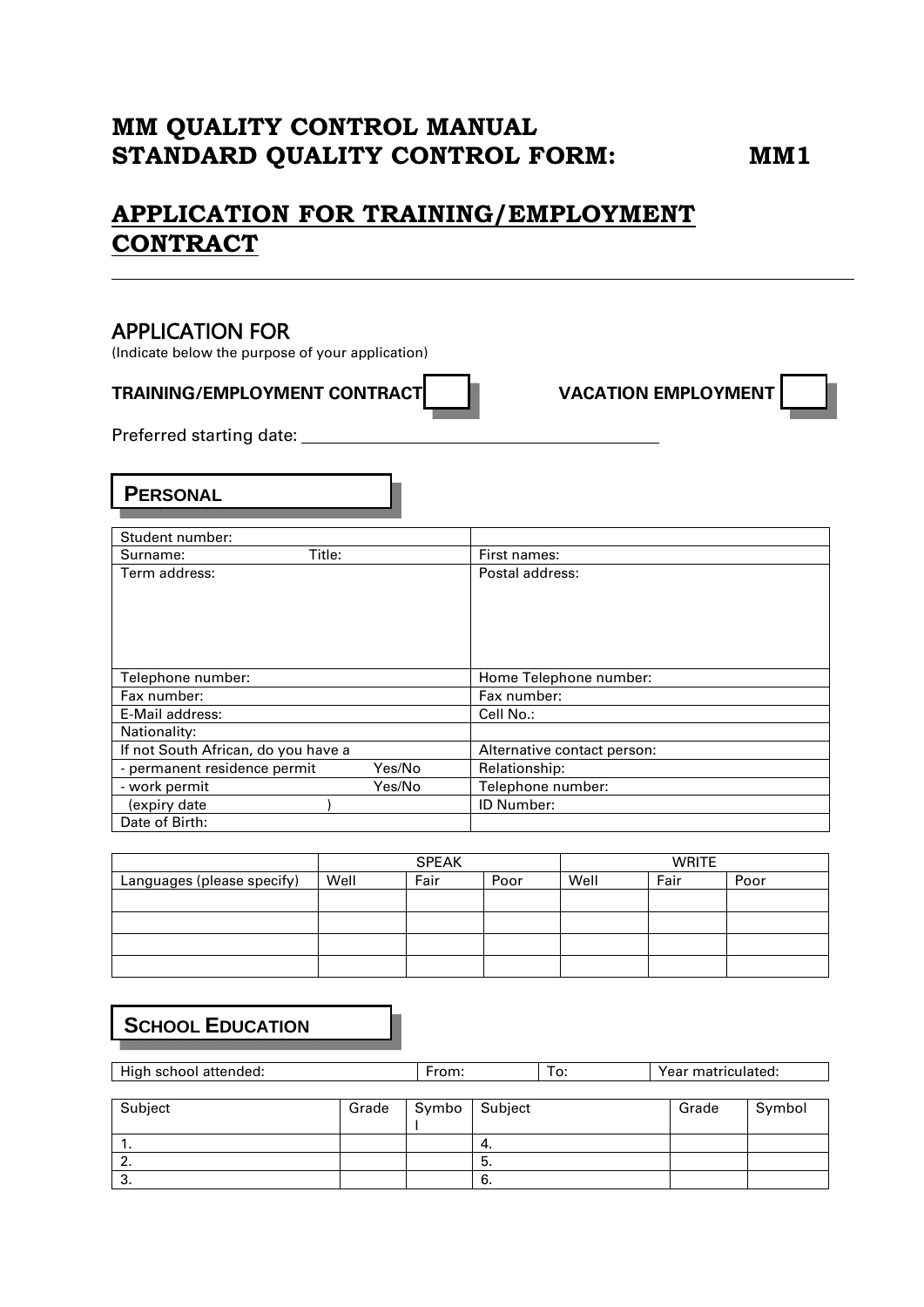# MM QUALITY CONTROL MANUAL
# STANDARD QUALITY CONTROL FORM: MM1

## APPLICATION FOR TRAINING/EMPLOYMENT CONTRACT

---

## APPLICATION FOR

(Indicate below the purpose of your application)

**TRAINING/EMPLOYMENT CONTRACT** ☐ **VACATION EMPLOYMENT** ☐

Preferred starting date: ______________________________

### PERSONAL

| Student number: | |
|---|---|
| Surname: Title: | First names: |
| Term address: | Postal address: |
| Telephone number: | Home Telephone number: |
| Fax number: | Fax number: |
| E-Mail address: | Cell No.: |
| Nationality: | |
| If not South African, do you have a | Alternative contact person: |
| - permanent residence permit Yes/No | Relationship: |
| - work permit Yes/No | Telephone number: |
| (expiry date ) | ID Number: |
| Date of Birth: | |

| | SPEAK | | | WRITE | | |
|---|---|---|---|---|---|---|
| Languages (please specify) | Well | Fair | Poor | Well | Fair | Poor |
| | | | | | | |
| | | | | | | |
| | | | | | | |
| | | | | | | |

### SCHOOL EDUCATION

| High school attended: | From: | To: | Year matriculated: |
|---|---|---|---|

| Subject | Grade | Symbol | Subject | Grade | Symbol |
|---|---|---|---|---|---|
| 1. | | | 4. | | |
| 2. | | | 5. | | |
| 3. | | | 6. | | |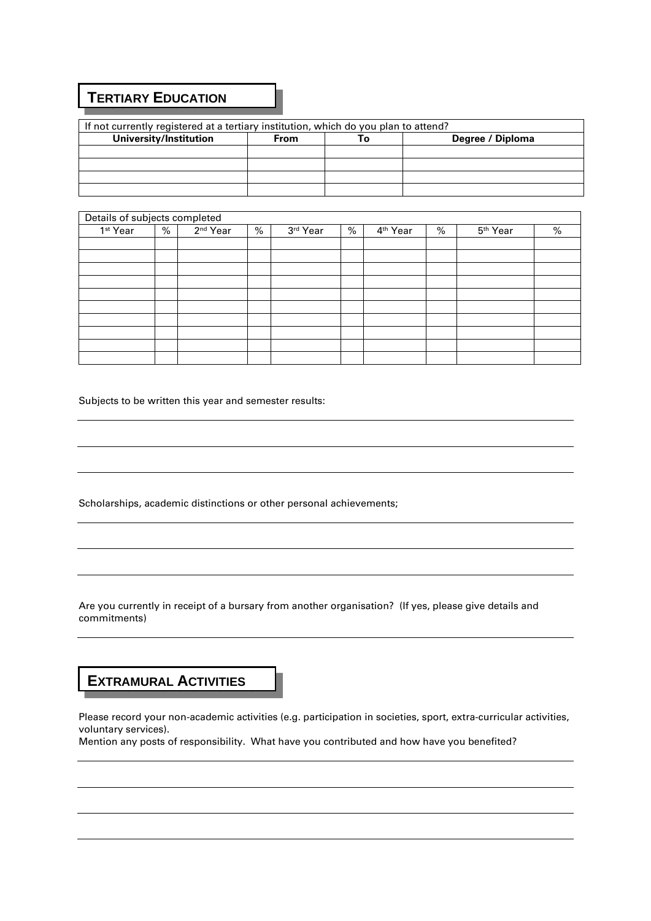## TERTIARY EDUCATION

| If not currently registered at a tertiary institution, which do you plan to attend? | | | |
|---|---|---|---|
| **University/Institution** | **From** | **To** | **Degree / Diploma** |
| | | | |
| | | | |
| | | | |
| | | | |

| Details of subjects completed | | | | | | | | | |
|---|---|---|---|---|---|---|---|---|---|
| 1st Year | % | 2nd Year | % | 3rd Year | % | 4th Year | % | 5th Year | % |
| | | | | | | | | | |
| | | | | | | | | | |
| | | | | | | | | | |
| | | | | | | | | | |
| | | | | | | | | | |
| | | | | | | | | | |
| | | | | | | | | | |
| | | | | | | | | | |
| | | | | | | | | | |
| | | | | | | | | | |

Subjects to be written this year and semester results:

Scholarships, academic distinctions or other personal achievements;

Are you currently in receipt of a bursary from another organisation? (If yes, please give details and commitments)

## EXTRAMURAL ACTIVITIES

Please record your non-academic activities (e.g. participation in societies, sport, extra-curricular activities, voluntary services).
Mention any posts of responsibility. What have you contributed and how have you benefited?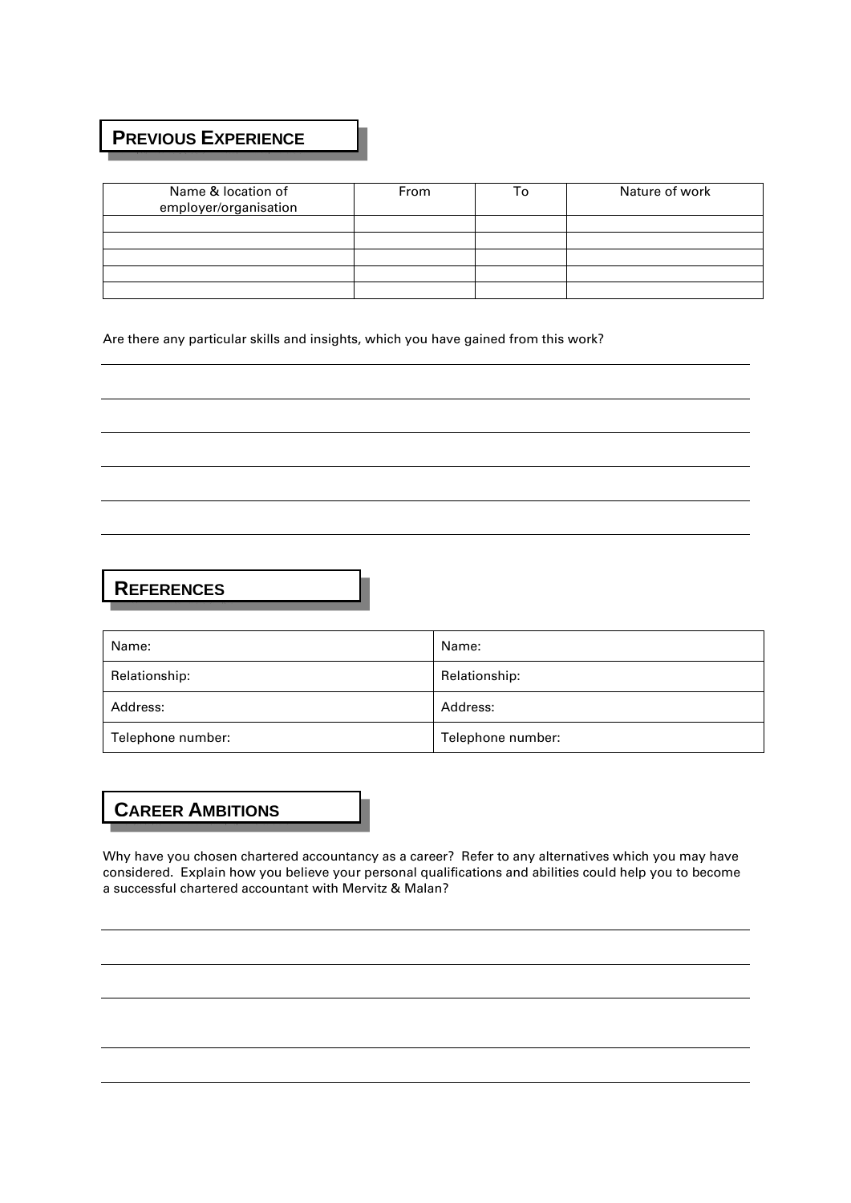## PREVIOUS EXPERIENCE

| Name & location of employer/organisation | From | To | Nature of work |
|---|---|---|---|
| | | | |
| | | | |
| | | | |
| | | | |
| | | | |

Are there any particular skills and insights, which you have gained from this work?

## REFERENCES

| Name: | Name: |
|---|---|
| Relationship: | Relationship: |
| Address: | Address: |
| Telephone number: | Telephone number: |

## CAREER AMBITIONS

Why have you chosen chartered accountancy as a career? Refer to any alternatives which you may have considered. Explain how you believe your personal qualifications and abilities could help you to become a successful chartered accountant with Mervitz & Malan?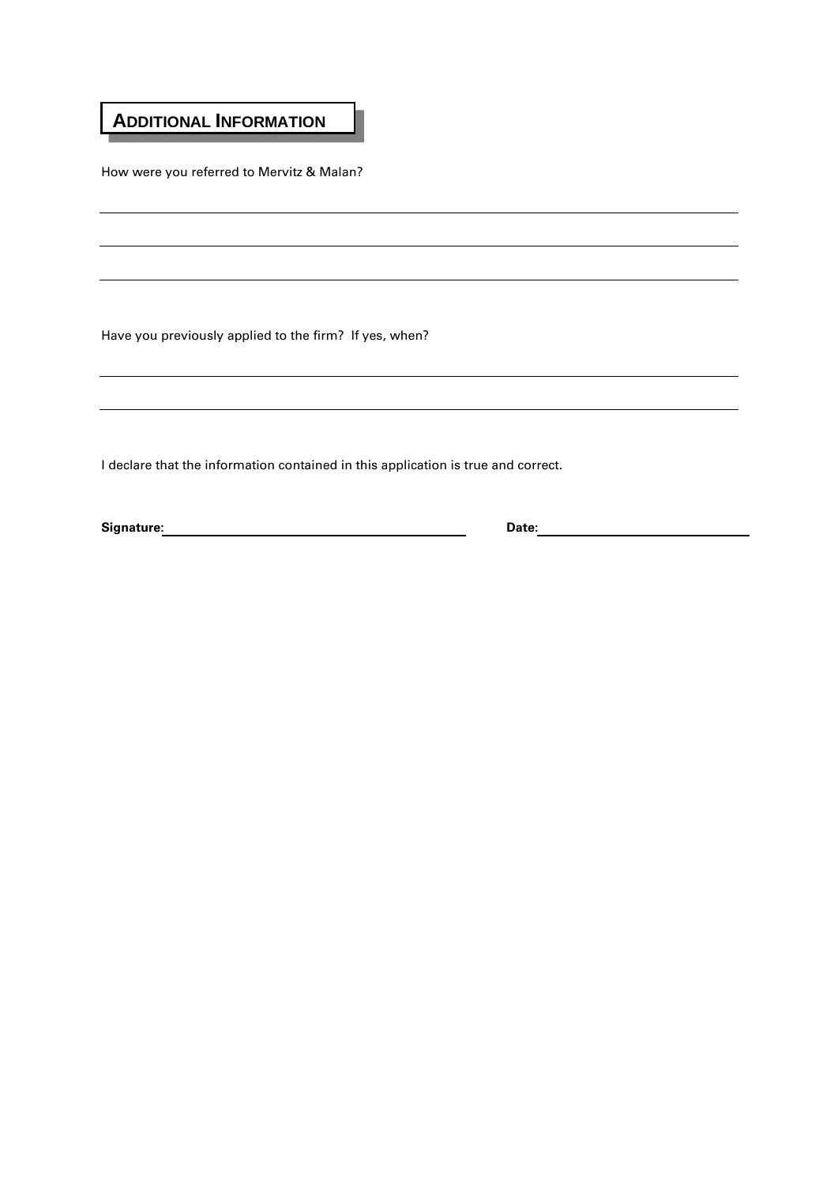## ADDITIONAL INFORMATION

How were you referred to Mervitz & Malan?

___

___

___

Have you previously applied to the firm? If yes, when?

___

___

I declare that the information contained in this application is true and correct.

**Signature:** ______________________ **Date:** ______________________